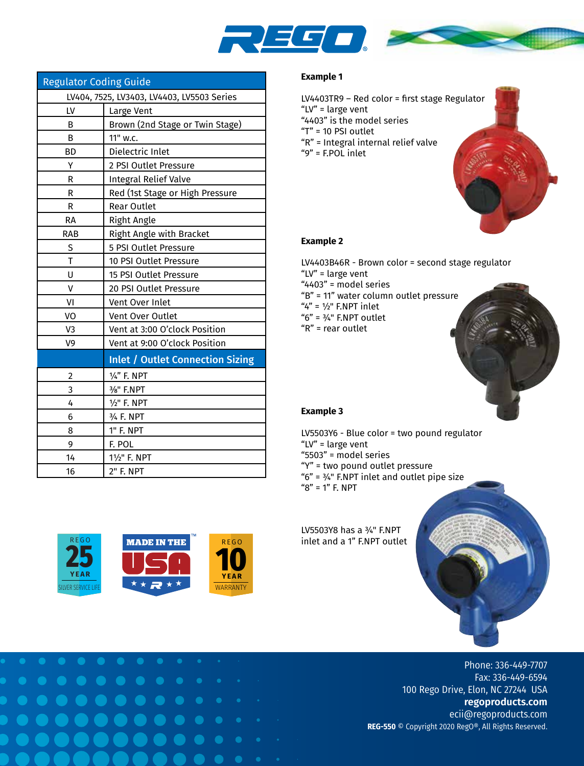| Regulator Coding Guide | |
|---|---|
| LV404, 7525, LV3403, LV4403, LV5503 Series | |
| LV | Large Vent |
| B | Brown (2nd Stage or Twin Stage) |
| B | 11" w.c. |
| BD | Dielectric Inlet |
| Y | 2 PSI Outlet Pressure |
| R | Integral Relief Valve |
| R | Red (1st Stage or High Pressure |
| R | Rear Outlet |
| RA | Right Angle |
| RAB | Right Angle with Bracket |
| S | 5 PSI Outlet Pressure |
| T | 10 PSI Outlet Pressure |
| U | 15 PSI Outlet Pressure |
| V | 20 PSI Outlet Pressure |
| VI | Vent Over Inlet |
| VO | Vent Over Outlet |
| V3 | Vent at 3:00 O'clock Position |
| V9 | Vent at 9:00 O'clock Position |
| | **Inlet / Outlet Connection Sizing** |
| 2 | ¼" F. NPT |
| 3 | ⅜" F.NPT |
| 4 | ½" F. NPT |
| 6 | ¾ F. NPT |
| 8 | 1" F. NPT |
| 9 | F. POL |
| 14 | 1½" F. NPT |
| 16 | 2" F. NPT |

**Example 1**

LV4403TR9 – Red color = first stage Regulator
"LV" = large vent
"4403" is the model series
"T" = 10 PSI outlet
"R" = Integral internal relief valve
"9" = F.POL inlet

**Example 2**

LV4403B46R - Brown color = second stage regulator
"LV" = large vent
"4403" = model series
"B" = 11" water column outlet pressure
"4" = ½" F.NPT inlet
"6" = ¾" F.NPT outlet
"R" = rear outlet

**Example 3**

LV5503Y6 - Blue color = two pound regulator
"LV" = large vent
"5503" = model series
"Y" = two pound outlet pressure
"6" = ¾" F.NPT inlet and outlet pipe size
"8" = 1" F. NPT

LV5503Y8 has a ¾" F.NPT inlet and a 1" F.NPT outlet

REGO 25 YEAR SILVER SERVICE LIFE

MADE IN THE USA

REGO 10 YEAR WARRANTY

Phone: 336-449-7707
Fax: 336-449-6594
100 Rego Drive, Elon, NC 27244 USA
**regoproducts.com**
ecii@regoproducts.com
**REG-550** © Copyright 2020 RegO®, All Rights Reserved.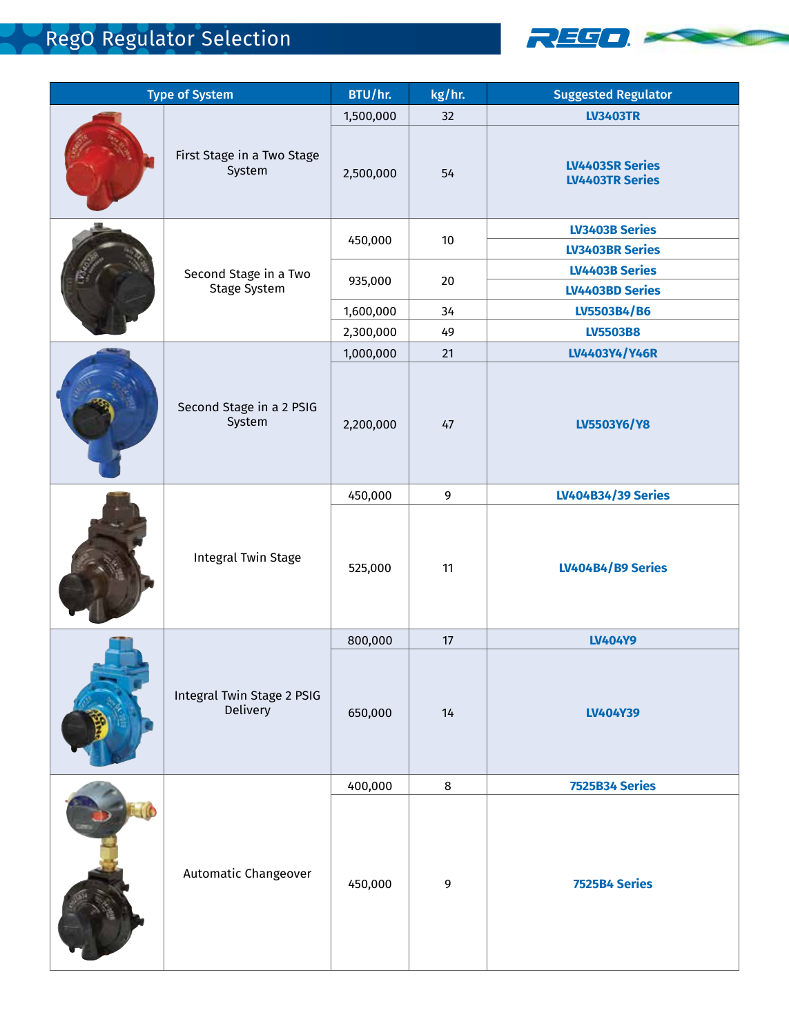# RegO Regulator Selection

| Type of System | BTU/hr. | kg/hr. | Suggested Regulator |
|---|---|---|---|
| First Stage in a Two Stage System | 1,500,000 | 32 | LV3403TR |
| | 2,500,000 | 54 | LV4403SR Series<br>LV4403TR Series |
| Second Stage in a Two Stage System | 450,000 | 10 | LV3403B Series |
| | | | LV3403BR Series |
| | 935,000 | 20 | LV4403B Series |
| | | | LV4403BD Series |
| | 1,600,000 | 34 | LV5503B4/B6 |
| | 2,300,000 | 49 | LV5503B8 |
| Second Stage in a 2 PSIG System | 1,000,000 | 21 | LV4403Y4/Y46R |
| | 2,200,000 | 47 | LV5503Y6/Y8 |
| Integral Twin Stage | 450,000 | 9 | LV404B34/39 Series |
| | 525,000 | 11 | LV404B4/B9 Series |
| Integral Twin Stage 2 PSIG Delivery | 800,000 | 17 | LV404Y9 |
| | 650,000 | 14 | LV404Y39 |
| Automatic Changeover | 400,000 | 8 | 7525B34 Series |
| | 450,000 | 9 | 7525B4 Series |